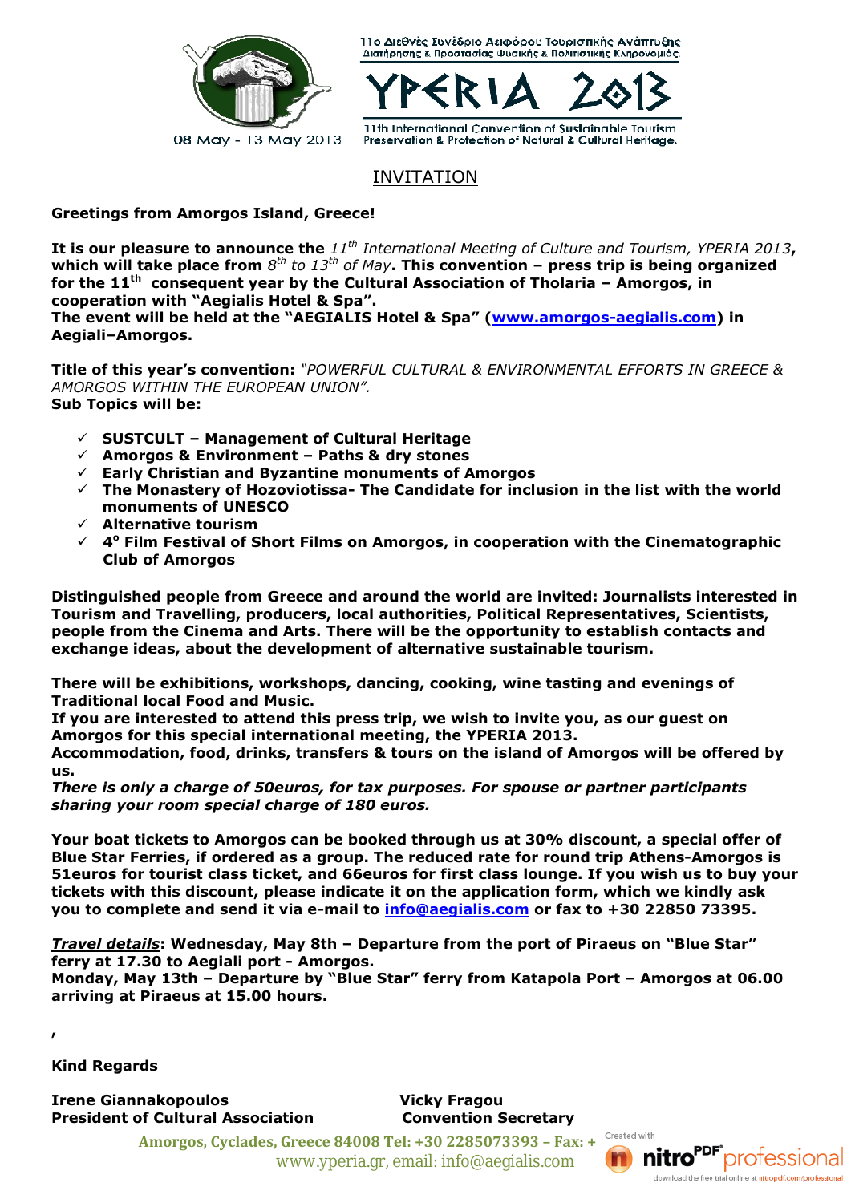11ο Διεθνές Συνέδριο Αειφόρου Τουριστικής Ανάπτυξης
Διατήρησης & Προστασίας Φυσικής & Πολιτιστικής Κληρονομιάς

# YPERIA 2013

11th International Convention of Sustainable Tourism
Preservation & Protection of Natural & Cultural Heritage.

08 May - 13 May 2013

## INVITATION

**Greetings from Amorgos Island, Greece!**

**It is our pleasure to announce the** *11th International Meeting of Culture and Tourism, YPERIA 2013*, **which will take place from** *8th to 13th of May*. **This convention – press trip is being organized for the 11th consequent year by the Cultural Association of Tholaria – Amorgos, in cooperation with "Aegialis Hotel & Spa".**
**The event will be held at the "AEGIALIS Hotel & Spa" (www.amorgos-aegialis.com) in Aegiali–Amorgos.**

**Title of this year's convention:** *"POWERFUL CULTURAL & ENVIRONMENTAL EFFORTS IN GREECE & AMORGOS WITHIN THE EUROPEAN UNION".*
**Sub Topics will be:**

- ✓ **SUSTCULT – Management of Cultural Heritage**
- ✓ **Amorgos & Environment – Paths & dry stones**
- ✓ **Early Christian and Byzantine monuments of Amorgos**
- ✓ **The Monastery of Hozoviotissa- The Candidate for inclusion in the list with the world monuments of UNESCO**
- ✓ **Alternative tourism**
- ✓ **4o Film Festival of Short Films on Amorgos, in cooperation with the Cinematographic Club of Amorgos**

**Distinguished people from Greece and around the world are invited: Journalists interested in Tourism and Travelling, producers, local authorities, Political Representatives, Scientists, people from the Cinema and Arts. There will be the opportunity to establish contacts and exchange ideas, about the development of alternative sustainable tourism.**

**There will be exhibitions, workshops, dancing, cooking, wine tasting and evenings of Traditional local Food and Music.**
**If you are interested to attend this press trip, we wish to invite you, as our guest on Amorgos for this special international meeting, the YPERIA 2013.**
**Accommodation, food, drinks, transfers & tours on the island of Amorgos will be offered by us.**
***There is only a charge of 50euros, for tax purposes. For spouse or partner participants sharing your room special charge of 180 euros.***

**Your boat tickets to Amorgos can be booked through us at 30% discount, a special offer of Blue Star Ferries, if ordered as a group. The reduced rate for round trip Athens-Amorgos is 51euros for tourist class ticket, and 66euros for first class lounge. If you wish us to buy your tickets with this discount, please indicate it on the application form, which we kindly ask you to complete and send it via e-mail to info@aegialis.com or fax to +30 22850 73395.**

***Travel details*: Wednesday, May 8th – Departure from the port of Piraeus on "Blue Star" ferry at 17.30 to Aegiali port - Amorgos.**
**Monday, May 13th – Departure by "Blue Star" ferry from Katapola Port – Amorgos at 06.00 arriving at Piraeus at 15.00 hours.**

,

**Kind Regards**

**Irene Giannakopoulos**
**President of Cultural Association**

**Vicky Fragou**
**Convention Secretary**

Amorgos, Cyclades, Greece 84008 Tel: +30 2285073393 – Fax: +
www.yperia.gr, email: info@aegialis.com